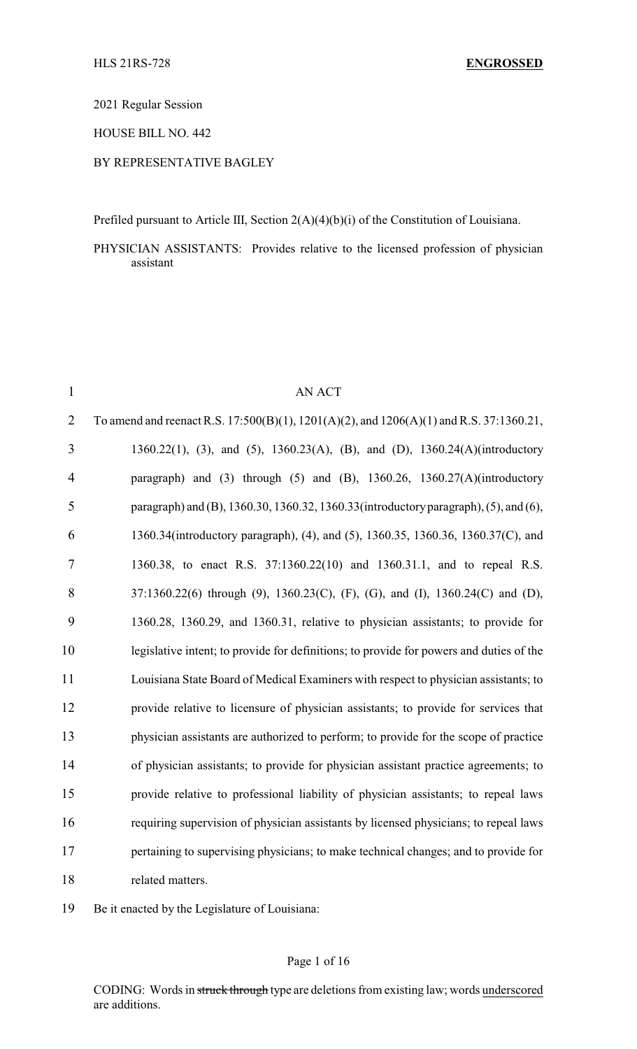HLS 21RS-728 **ENGROSSED**

2021 Regular Session

HOUSE BILL NO. 442

BY REPRESENTATIVE BAGLEY

Prefiled pursuant to Article III, Section 2(A)(4)(b)(i) of the Constitution of Louisiana.

PHYSICIAN ASSISTANTS: Provides relative to the licensed profession of physician assistant

AN ACT

To amend and reenact R.S. 17:500(B)(1), 1201(A)(2), and 1206(A)(1) and R.S. 37:1360.21, 1360.22(1), (3), and (5), 1360.23(A), (B), and (D), 1360.24(A)(introductory paragraph) and (3) through (5) and (B), 1360.26, 1360.27(A)(introductory paragraph) and (B), 1360.30, 1360.32, 1360.33(introductory paragraph), (5), and (6), 1360.34(introductory paragraph), (4), and (5), 1360.35, 1360.36, 1360.37(C), and 1360.38, to enact R.S. 37:1360.22(10) and 1360.31.1, and to repeal R.S. 37:1360.22(6) through (9), 1360.23(C), (F), (G), and (I), 1360.24(C) and (D), 1360.28, 1360.29, and 1360.31, relative to physician assistants; to provide for legislative intent; to provide for definitions; to provide for powers and duties of the Louisiana State Board of Medical Examiners with respect to physician assistants; to provide relative to licensure of physician assistants; to provide for services that physician assistants are authorized to perform; to provide for the scope of practice of physician assistants; to provide for physician assistant practice agreements; to provide relative to professional liability of physician assistants; to repeal laws requiring supervision of physician assistants by licensed physicians; to repeal laws pertaining to supervising physicians; to make technical changes; and to provide for related matters.

Be it enacted by the Legislature of Louisiana:

CODING: Words in ~~struck through~~ type are deletions from existing law; words underscored are additions.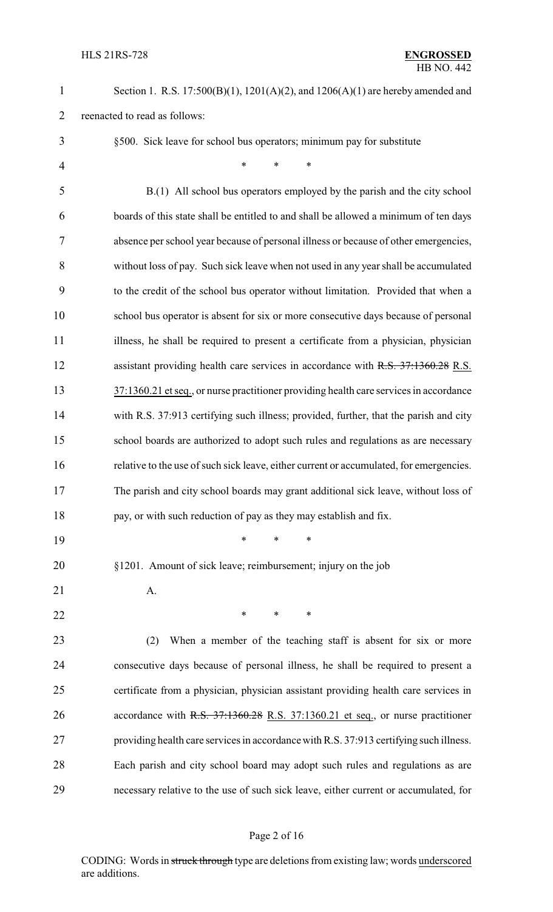Section 1. R.S. 17:500(B)(1), 1201(A)(2), and 1206(A)(1) are hereby amended and reenacted to read as follows:

§500. Sick leave for school bus operators; minimum pay for substitute

\* \* \*

B.(1) All school bus operators employed by the parish and the city school boards of this state shall be entitled to and shall be allowed a minimum of ten days absence per school year because of personal illness or because of other emergencies, without loss of pay. Such sick leave when not used in any year shall be accumulated to the credit of the school bus operator without limitation. Provided that when a school bus operator is absent for six or more consecutive days because of personal illness, he shall be required to present a certificate from a physician, physician assistant providing health care services in accordance with ~~R.S. 37:1360.28~~ R.S. 37:1360.21 et seq., or nurse practitioner providing health care services in accordance with R.S. 37:913 certifying such illness; provided, further, that the parish and city school boards are authorized to adopt such rules and regulations as are necessary relative to the use of such sick leave, either current or accumulated, for emergencies. The parish and city school boards may grant additional sick leave, without loss of pay, or with such reduction of pay as they may establish and fix.

\* \* \*

§1201. Amount of sick leave; reimbursement; injury on the job

A.

\* \* \*

(2) When a member of the teaching staff is absent for six or more consecutive days because of personal illness, he shall be required to present a certificate from a physician, physician assistant providing health care services in accordance with ~~R.S. 37:1360.28~~ R.S. 37:1360.21 et seq., or nurse practitioner providing health care services in accordance with R.S. 37:913 certifying such illness. Each parish and city school board may adopt such rules and regulations as are necessary relative to the use of such sick leave, either current or accumulated, for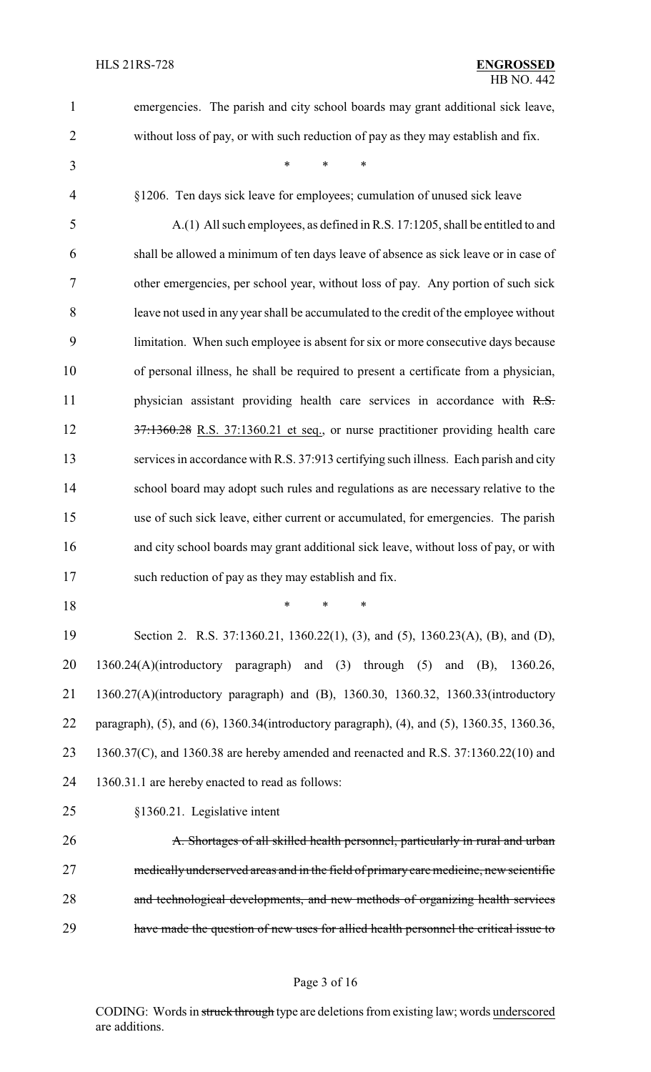emergencies. The parish and city school boards may grant additional sick leave, without loss of pay, or with such reduction of pay as they may establish and fix.

\* \* \*

§1206. Ten days sick leave for employees; cumulation of unused sick leave

A.(1) All such employees, as defined in R.S. 17:1205, shall be entitled to and shall be allowed a minimum of ten days leave of absence as sick leave or in case of other emergencies, per school year, without loss of pay. Any portion of such sick leave not used in any year shall be accumulated to the credit of the employee without limitation. When such employee is absent for six or more consecutive days because of personal illness, he shall be required to present a certificate from a physician, physician assistant providing health care services in accordance with ~~R.S. 37:1360.28~~ <u>R.S. 37:1360.21 et seq.</u>, or nurse practitioner providing health care services in accordance with R.S. 37:913 certifying such illness. Each parish and city school board may adopt such rules and regulations as are necessary relative to the use of such sick leave, either current or accumulated, for emergencies. The parish and city school boards may grant additional sick leave, without loss of pay, or with such reduction of pay as they may establish and fix.

\* \* \*

Section 2. R.S. 37:1360.21, 1360.22(1), (3), and (5), 1360.23(A), (B), and (D), 1360.24(A)(introductory paragraph) and (3) through (5) and (B), 1360.26, 1360.27(A)(introductory paragraph) and (B), 1360.30, 1360.32, 1360.33(introductory paragraph), (5), and (6), 1360.34(introductory paragraph), (4), and (5), 1360.35, 1360.36, 1360.37(C), and 1360.38 are hereby amended and reenacted and R.S. 37:1360.22(10) and 1360.31.1 are hereby enacted to read as follows:

§1360.21. Legislative intent

~~A. Shortages of all skilled health personnel, particularly in rural and urban medically underserved areas and in the field of primary care medicine, new scientific and technological developments, and new methods of organizing health services have made the question of new uses for allied health personnel the critical issue to~~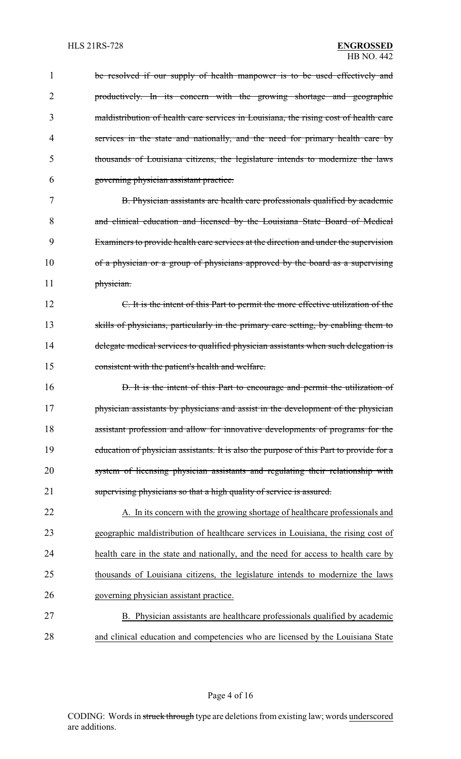~~be resolved if our supply of health manpower is to be used effectively and productively. In its concern with the growing shortage and geographic maldistribution of health care services in Louisiana, the rising cost of health care services in the state and nationally, and the need for primary health care by thousands of Louisiana citizens, the legislature intends to modernize the laws governing physician assistant practice.~~

~~B. Physician assistants are health care professionals qualified by academic and clinical education and licensed by the Louisiana State Board of Medical Examiners to provide health care services at the direction and under the supervision of a physician or a group of physicians approved by the board as a supervising physician.~~

~~C. It is the intent of this Part to permit the more effective utilization of the skills of physicians, particularly in the primary care setting, by enabling them to delegate medical services to qualified physician assistants when such delegation is consistent with the patient's health and welfare.~~

~~D. It is the intent of this Part to encourage and permit the utilization of physician assistants by physicians and assist in the development of the physician assistant profession and allow for innovative developments of programs for the education of physician assistants. It is also the purpose of this Part to provide for a system of licensing physician assistants and regulating their relationship with supervising physicians so that a high quality of service is assured.~~

<u>A. In its concern with the growing shortage of healthcare professionals and geographic maldistribution of healthcare services in Louisiana, the rising cost of health care in the state and nationally, and the need for access to health care by thousands of Louisiana citizens, the legislature intends to modernize the laws governing physician assistant practice.</u>

<u>B. Physician assistants are healthcare professionals qualified by academic and clinical education and competencies who are licensed by the Louisiana State</u>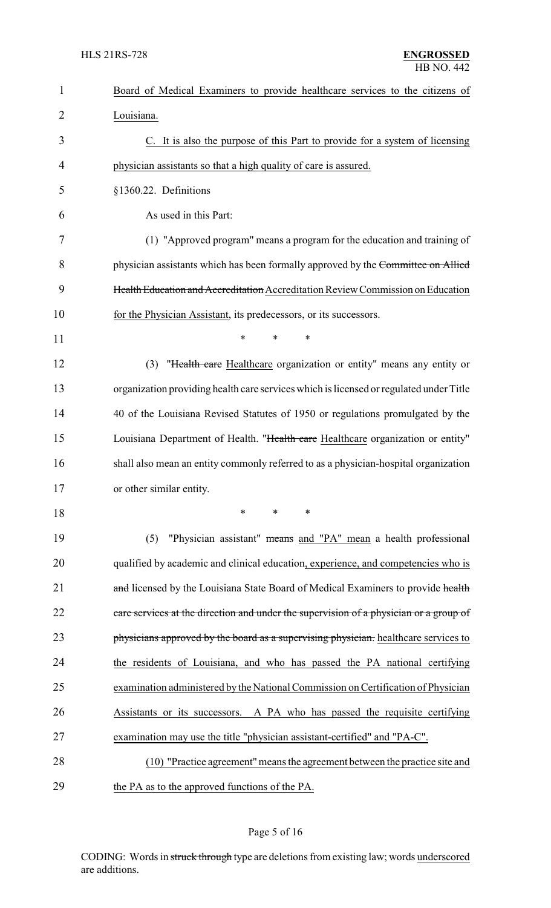Board of Medical Examiners to provide healthcare services to the citizens of Louisiana.

C. It is also the purpose of this Part to provide for a system of licensing physician assistants so that a high quality of care is assured.

§1360.22. Definitions

As used in this Part:

(1) "Approved program" means a program for the education and training of physician assistants which has been formally approved by the ~~Committee on Allied Health Education and Accreditation~~ Accreditation Review Commission on Education for the Physician Assistant, its predecessors, or its successors.

\* \* \*

(3) "~~Health care~~ Healthcare organization or entity" means any entity or organization providing health care services which is licensed or regulated under Title 40 of the Louisiana Revised Statutes of 1950 or regulations promulgated by the Louisiana Department of Health. "~~Health care~~ Healthcare organization or entity" shall also mean an entity commonly referred to as a physician-hospital organization or other similar entity.

\* \* \*

(5) "Physician assistant" ~~means~~ and "PA" mean a health professional qualified by academic and clinical education, experience, and competencies who is ~~and~~ licensed by the Louisiana State Board of Medical Examiners to provide ~~health care services at the direction and under the supervision of a physician or a group of physicians approved by the board as a supervising physician.~~ healthcare services to the residents of Louisiana, and who has passed the PA national certifying examination administered by the National Commission on Certification of Physician Assistants or its successors. A PA who has passed the requisite certifying examination may use the title "physician assistant-certified" and "PA-C".

(10) "Practice agreement" means the agreement between the practice site and the PA as to the approved functions of the PA.

CODING: Words in ~~struck through~~ type are deletions from existing law; words underscored are additions.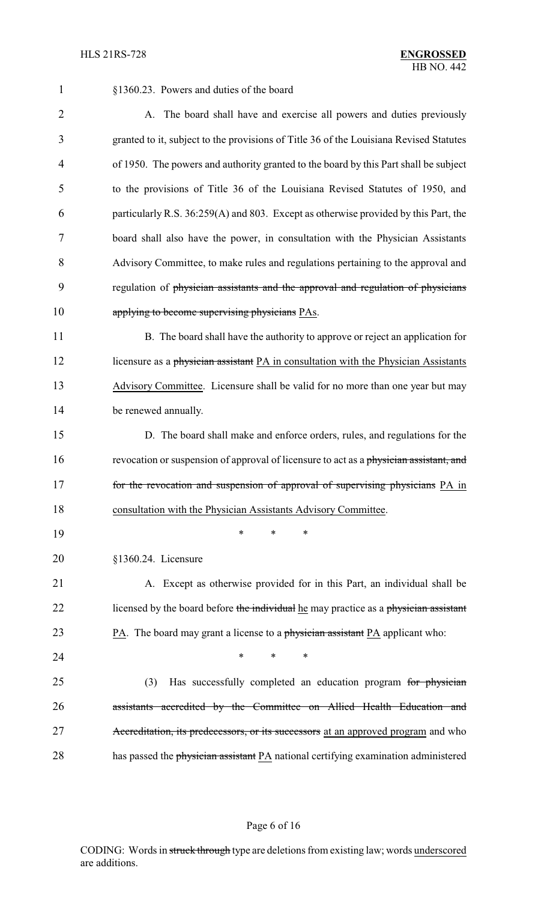§1360.23. Powers and duties of the board

A. The board shall have and exercise all powers and duties previously granted to it, subject to the provisions of Title 36 of the Louisiana Revised Statutes of 1950. The powers and authority granted to the board by this Part shall be subject to the provisions of Title 36 of the Louisiana Revised Statutes of 1950, and particularly R.S. 36:259(A) and 803. Except as otherwise provided by this Part, the board shall also have the power, in consultation with the Physician Assistants Advisory Committee, to make rules and regulations pertaining to the approval and regulation of ~~physician assistants and the approval and regulation of physicians applying to become supervising physicians~~ PAs.

B. The board shall have the authority to approve or reject an application for licensure as a ~~physician assistant~~ PA in consultation with the Physician Assistants Advisory Committee. Licensure shall be valid for no more than one year but may be renewed annually.

D. The board shall make and enforce orders, rules, and regulations for the revocation or suspension of approval of licensure to act as a ~~physician assistant, and for the revocation and suspension of approval of supervising physicians~~ PA in consultation with the Physician Assistants Advisory Committee.

\* \* \*

§1360.24. Licensure

A. Except as otherwise provided for in this Part, an individual shall be licensed by the board before ~~the individual~~ he may practice as a ~~physician assistant~~ PA. The board may grant a license to a ~~physician assistant~~ PA applicant who:

\* \* \*

(3) Has successfully completed an education program ~~for physician assistants accredited by the Committee on Allied Health Education and Accreditation, its predecessors, or its successors~~ at an approved program and who has passed the ~~physician assistant~~ PA national certifying examination administered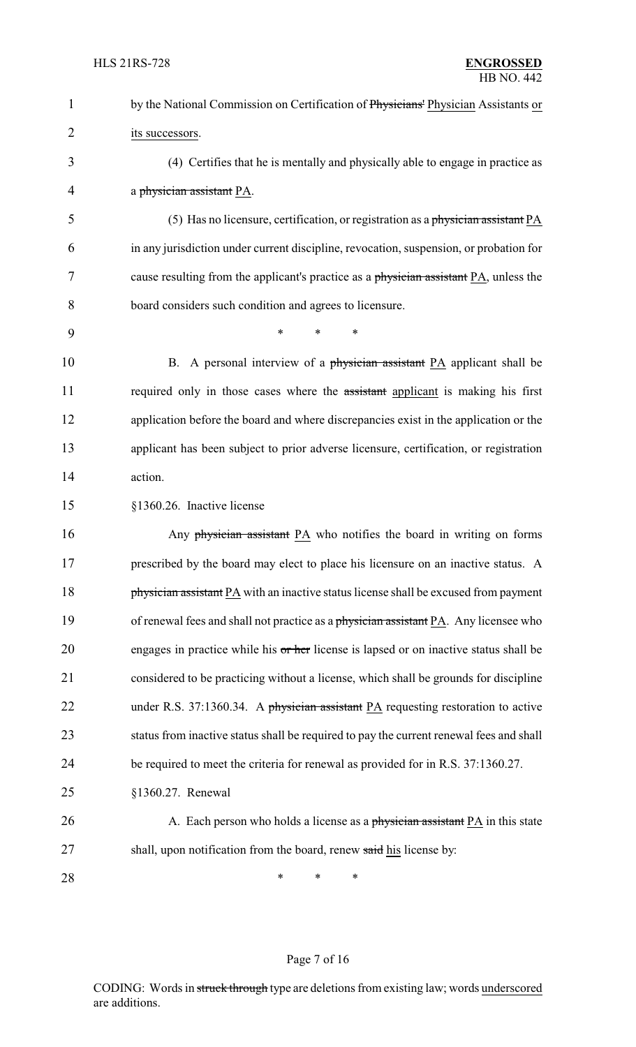by the National Commission on Certification of ~~Physicians'~~ Physician Assistants or its successors.

(4) Certifies that he is mentally and physically able to engage in practice as a ~~physician assistant~~ PA.

(5) Has no licensure, certification, or registration as a ~~physician assistant~~ PA in any jurisdiction under current discipline, revocation, suspension, or probation for cause resulting from the applicant's practice as a ~~physician assistant~~ PA, unless the board considers such condition and agrees to licensure.

\* \* \*

B. A personal interview of a ~~physician assistant~~ PA applicant shall be required only in those cases where the ~~assistant~~ applicant is making his first application before the board and where discrepancies exist in the application or the applicant has been subject to prior adverse licensure, certification, or registration action.

§1360.26. Inactive license

Any ~~physician assistant~~ PA who notifies the board in writing on forms prescribed by the board may elect to place his licensure on an inactive status. A ~~physician assistant~~ PA with an inactive status license shall be excused from payment of renewal fees and shall not practice as a ~~physician assistant~~ PA. Any licensee who engages in practice while his ~~or her~~ license is lapsed or on inactive status shall be considered to be practicing without a license, which shall be grounds for discipline under R.S. 37:1360.34. A ~~physician assistant~~ PA requesting restoration to active status from inactive status shall be required to pay the current renewal fees and shall be required to meet the criteria for renewal as provided for in R.S. 37:1360.27.

§1360.27. Renewal

A. Each person who holds a license as a ~~physician assistant~~ PA in this state shall, upon notification from the board, renew ~~said~~ his license by:

\* \* \*

CODING: Words in ~~struck through~~ type are deletions from existing law; words underscored are additions.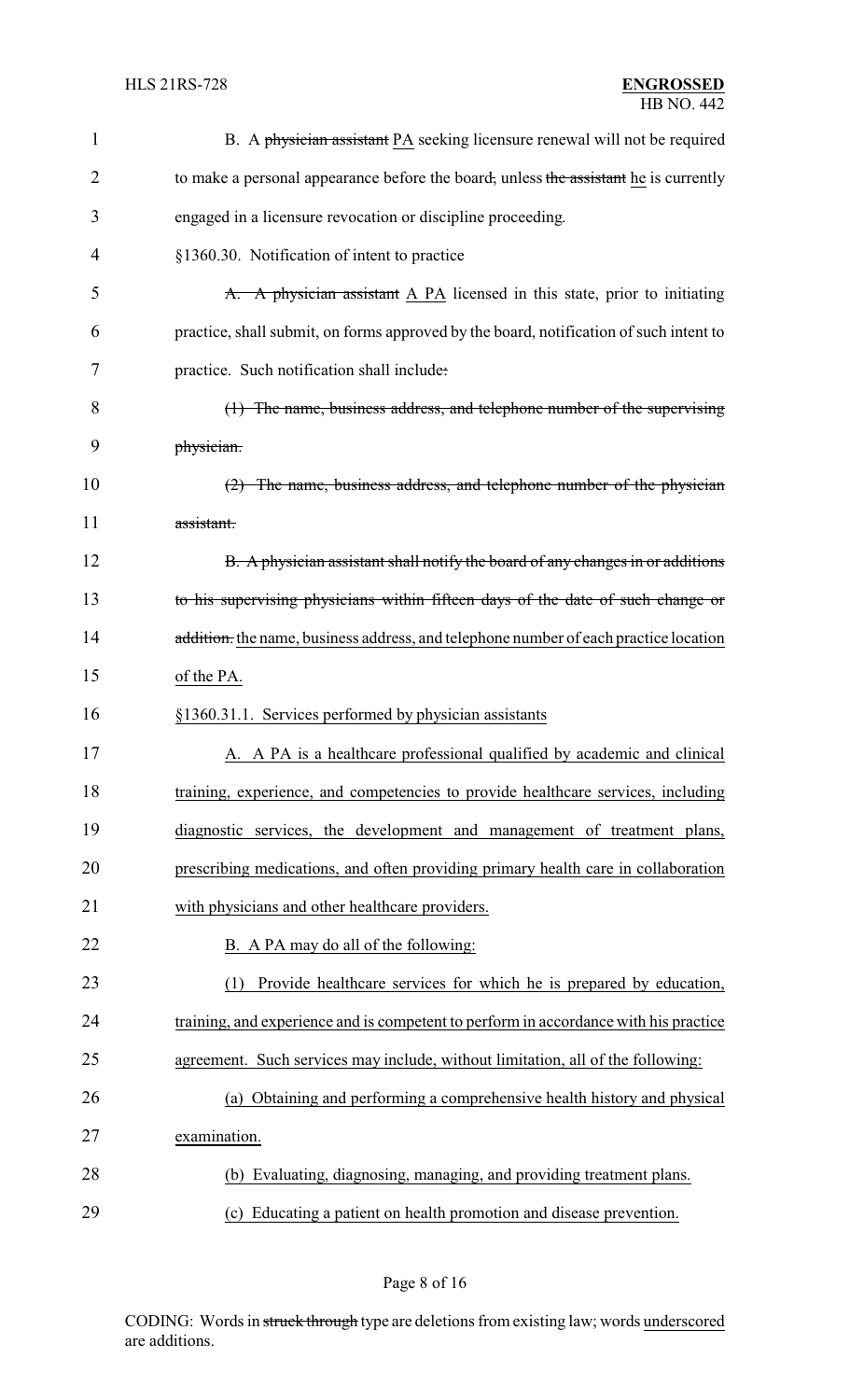B. A ~~physician assistant~~ PA seeking licensure renewal will not be required to make a personal appearance before the board~~,~~ unless ~~the assistant~~ he is currently engaged in a licensure revocation or discipline proceeding.

§1360.30. Notification of intent to practice

~~A. A physician assistant~~ A PA licensed in this state, prior to initiating practice, shall submit, on forms approved by the board, notification of such intent to practice. Such notification shall include~~:~~

~~(1) The name, business address, and telephone number of the supervising physician.~~

~~(2) The name, business address, and telephone number of the physician assistant.~~

~~B. A physician assistant shall notify the board of any changes in or additions to his supervising physicians within fifteen days of the date of such change or addition.~~ the name, business address, and telephone number of each practice location of the PA.

§1360.31.1. Services performed by physician assistants

A. A PA is a healthcare professional qualified by academic and clinical training, experience, and competencies to provide healthcare services, including diagnostic services, the development and management of treatment plans, prescribing medications, and often providing primary health care in collaboration with physicians and other healthcare providers.

B. A PA may do all of the following:

(1) Provide healthcare services for which he is prepared by education, training, and experience and is competent to perform in accordance with his practice agreement. Such services may include, without limitation, all of the following:

(a) Obtaining and performing a comprehensive health history and physical examination.

(b) Evaluating, diagnosing, managing, and providing treatment plans.

(c) Educating a patient on health promotion and disease prevention.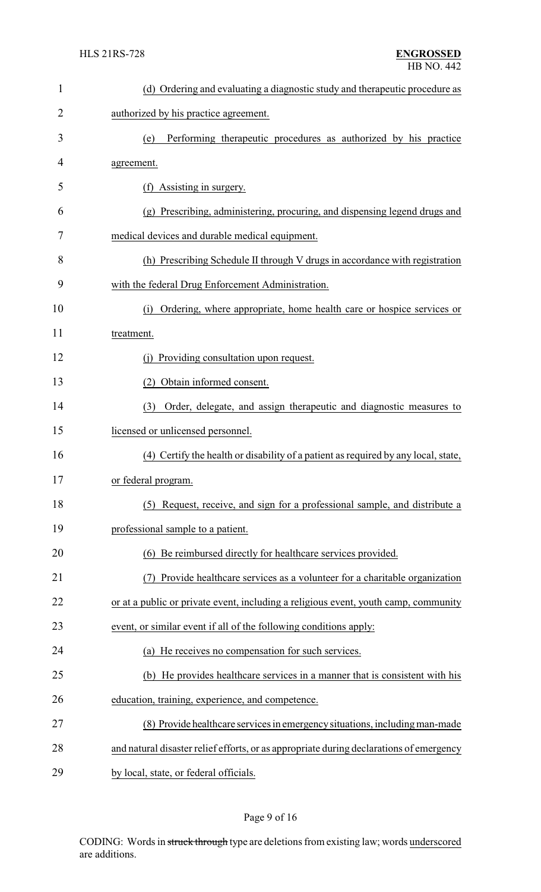(d) Ordering and evaluating a diagnostic study and therapeutic procedure as authorized by his practice agreement.

(e) Performing therapeutic procedures as authorized by his practice agreement.

(f) Assisting in surgery.

(g) Prescribing, administering, procuring, and dispensing legend drugs and medical devices and durable medical equipment.

(h) Prescribing Schedule II through V drugs in accordance with registration with the federal Drug Enforcement Administration.

(i) Ordering, where appropriate, home health care or hospice services or treatment.

(j) Providing consultation upon request.

(2) Obtain informed consent.

(3) Order, delegate, and assign therapeutic and diagnostic measures to licensed or unlicensed personnel.

(4) Certify the health or disability of a patient as required by any local, state, or federal program.

(5) Request, receive, and sign for a professional sample, and distribute a professional sample to a patient.

(6) Be reimbursed directly for healthcare services provided.

(7) Provide healthcare services as a volunteer for a charitable organization or at a public or private event, including a religious event, youth camp, community event, or similar event if all of the following conditions apply:

(a) He receives no compensation for such services.

(b) He provides healthcare services in a manner that is consistent with his education, training, experience, and competence.

(8) Provide healthcare services in emergency situations, including man-made and natural disaster relief efforts, or as appropriate during declarations of emergency by local, state, or federal officials.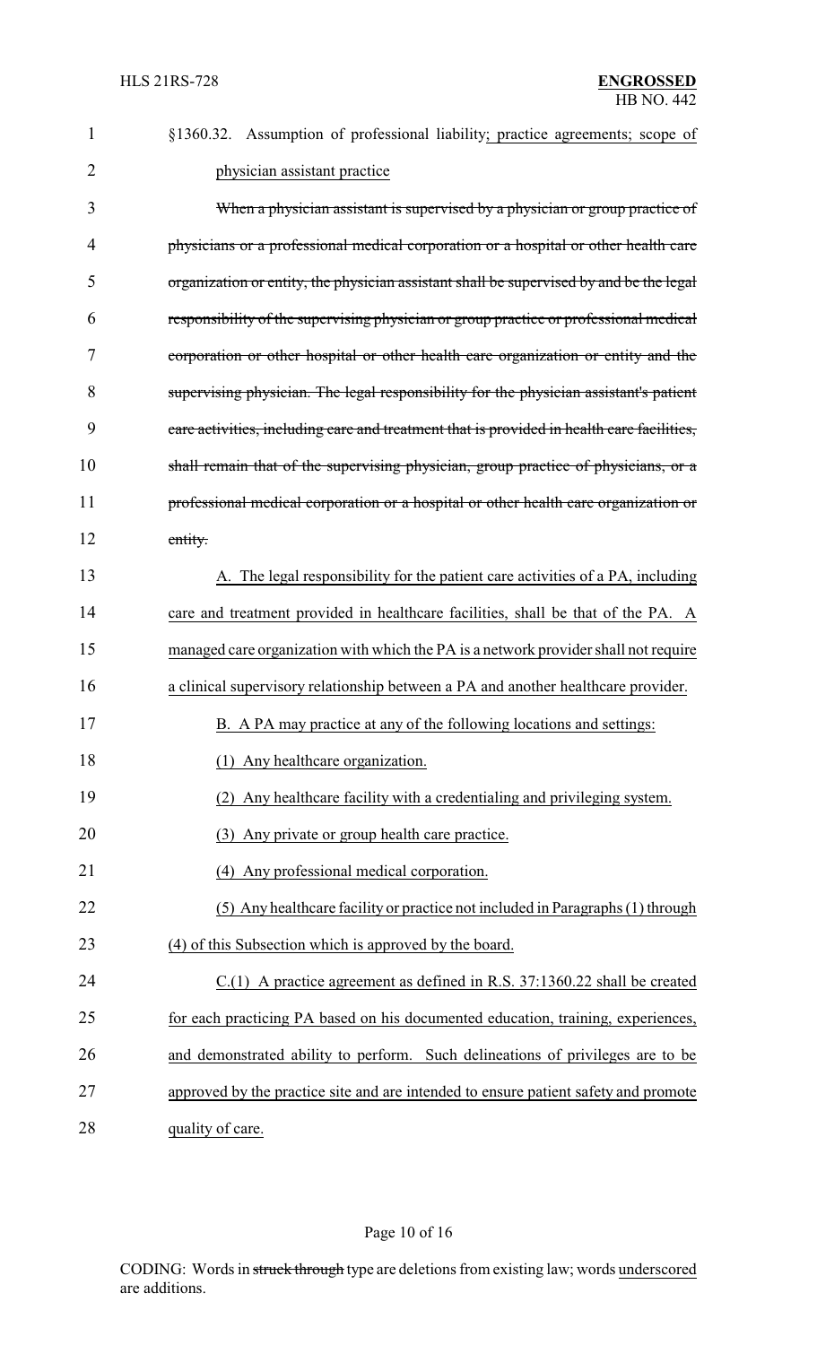§1360.32. Assumption of professional liability; practice agreements; scope of physician assistant practice

~~When a physician assistant is supervised by a physician or group practice of physicians or a professional medical corporation or a hospital or other health care organization or entity, the physician assistant shall be supervised by and be the legal responsibility of the supervising physician or group practice or professional medical corporation or other hospital or other health care organization or entity and the supervising physician. The legal responsibility for the physician assistant's patient care activities, including care and treatment that is provided in health care facilities, shall remain that of the supervising physician, group practice of physicians, or a professional medical corporation or a hospital or other health care organization or entity.~~

A. The legal responsibility for the patient care activities of a PA, including care and treatment provided in healthcare facilities, shall be that of the PA. A managed care organization with which the PA is a network provider shall not require a clinical supervisory relationship between a PA and another healthcare provider.

B. A PA may practice at any of the following locations and settings:

(1) Any healthcare organization.

(2) Any healthcare facility with a credentialing and privileging system.

(3) Any private or group health care practice.

(4) Any professional medical corporation.

(5) Any healthcare facility or practice not included in Paragraphs (1) through (4) of this Subsection which is approved by the board.

C.(1) A practice agreement as defined in R.S. 37:1360.22 shall be created for each practicing PA based on his documented education, training, experiences, and demonstrated ability to perform. Such delineations of privileges are to be approved by the practice site and are intended to ensure patient safety and promote quality of care.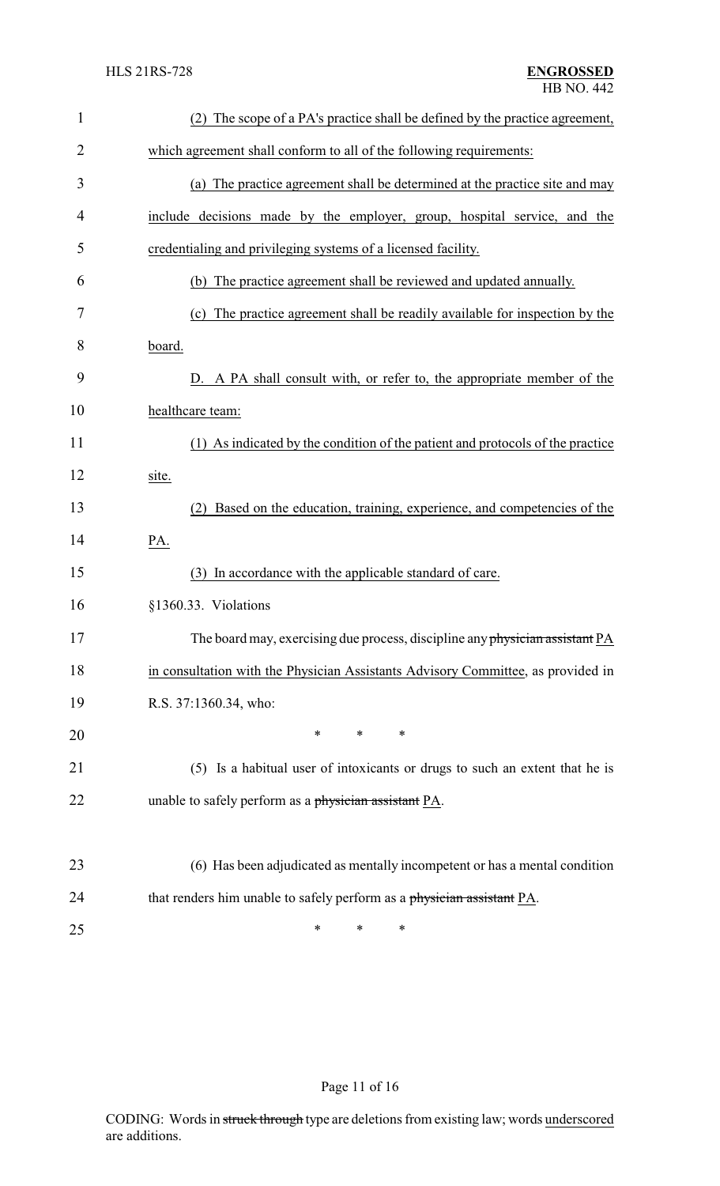(2) The scope of a PA's practice shall be defined by the practice agreement, which agreement shall conform to all of the following requirements:

(a) The practice agreement shall be determined at the practice site and may include decisions made by the employer, group, hospital service, and the credentialing and privileging systems of a licensed facility.

(b) The practice agreement shall be reviewed and updated annually.

(c) The practice agreement shall be readily available for inspection by the board.

D. A PA shall consult with, or refer to, the appropriate member of the healthcare team:

(1) As indicated by the condition of the patient and protocols of the practice site.

(2) Based on the education, training, experience, and competencies of the PA.

(3) In accordance with the applicable standard of care.

§1360.33. Violations

The board may, exercising due process, discipline any ~~physician assistant~~ PA in consultation with the Physician Assistants Advisory Committee, as provided in R.S. 37:1360.34, who:

\* \* \*

(5) Is a habitual user of intoxicants or drugs to such an extent that he is unable to safely perform as a ~~physician assistant~~ PA.

(6) Has been adjudicated as mentally incompetent or has a mental condition that renders him unable to safely perform as a ~~physician assistant~~ PA.

\* \* \*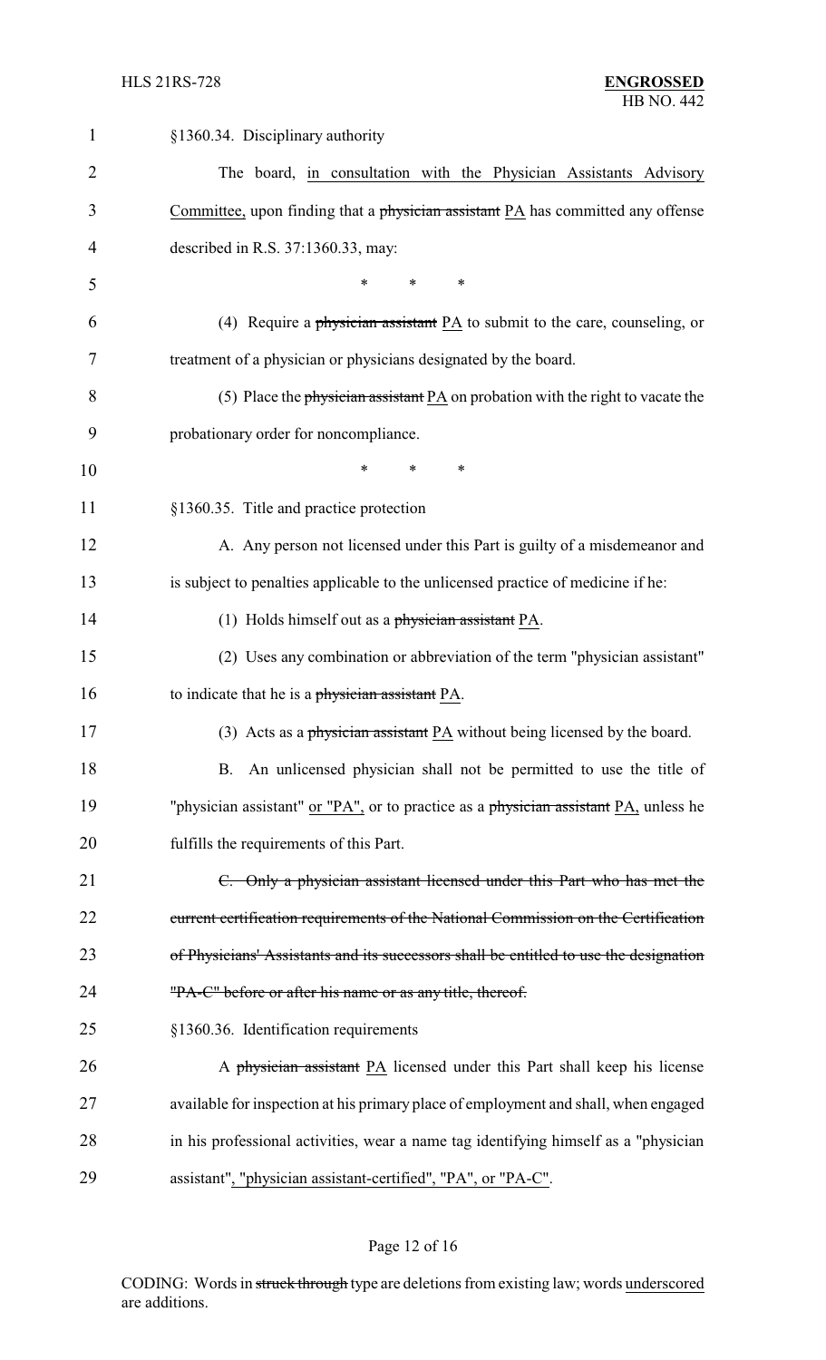§1360.34. Disciplinary authority

The board, <u>in consultation with the Physician Assistants Advisory Committee,</u> upon finding that a ~~physician assistant~~ <u>PA</u> has committed any offense described in R.S. 37:1360.33, may:

\* \* \*

(4) Require a ~~physician assistant~~ <u>PA</u> to submit to the care, counseling, or treatment of a physician or physicians designated by the board.

(5) Place the ~~physician assistant~~ <u>PA</u> on probation with the right to vacate the probationary order for noncompliance.

\* \* \*

§1360.35. Title and practice protection

A. Any person not licensed under this Part is guilty of a misdemeanor and is subject to penalties applicable to the unlicensed practice of medicine if he:

(1) Holds himself out as a ~~physician assistant~~ <u>PA</u>.

(2) Uses any combination or abbreviation of the term "physician assistant" to indicate that he is a ~~physician assistant~~ <u>PA</u>.

(3) Acts as a ~~physician assistant~~ <u>PA</u> without being licensed by the board.

B. An unlicensed physician shall not be permitted to use the title of "physician assistant" <u>or "PA",</u> or to practice as a ~~physician assistant~~ <u>PA,</u> unless he fulfills the requirements of this Part.

~~C. Only a physician assistant licensed under this Part who has met the current certification requirements of the National Commission on the Certification of Physicians' Assistants and its successors shall be entitled to use the designation "PA-C" before or after his name or as any title, thereof.~~

§1360.36. Identification requirements

A ~~physician assistant~~ <u>PA</u> licensed under this Part shall keep his license available for inspection at his primary place of employment and shall, when engaged in his professional activities, wear a name tag identifying himself as a "physician assistant"<u>, "physician assistant-certified", "PA", or "PA-C"</u>.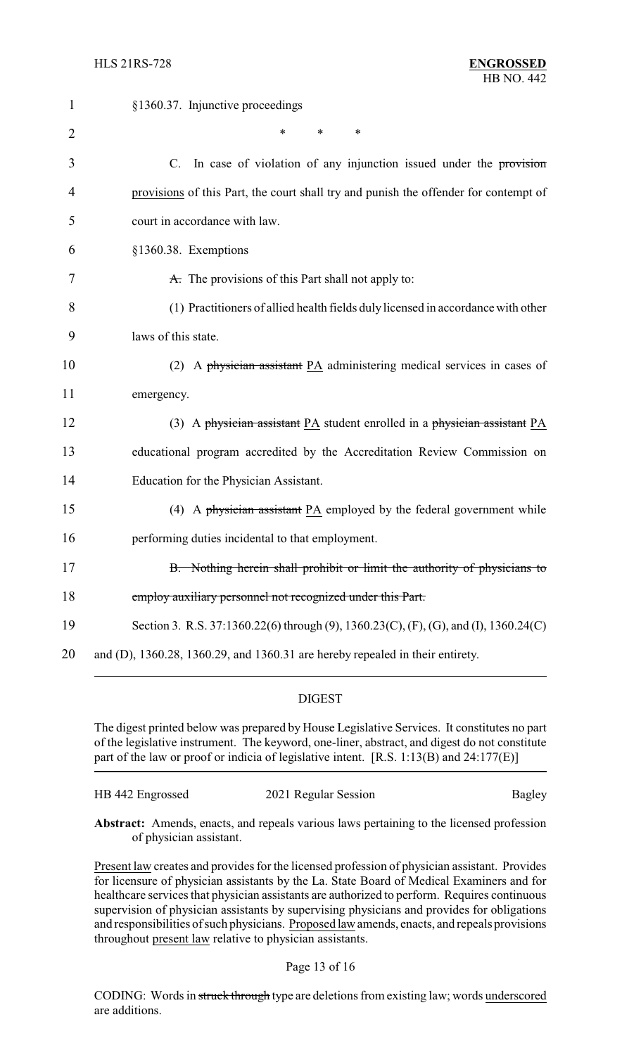§1360.37. Injunctive proceedings

\* \* \*

C. In case of violation of any injunction issued under the ~~provision~~ provisions of this Part, the court shall try and punish the offender for contempt of court in accordance with law.

§1360.38. Exemptions

~~A.~~ The provisions of this Part shall not apply to:

(1) Practitioners of allied health fields duly licensed in accordance with other laws of this state.

(2) A ~~physician assistant~~ PA administering medical services in cases of emergency.

(3) A ~~physician assistant~~ PA student enrolled in a ~~physician assistant~~ PA educational program accredited by the Accreditation Review Commission on Education for the Physician Assistant.

(4) A ~~physician assistant~~ PA employed by the federal government while performing duties incidental to that employment.

~~B. Nothing herein shall prohibit or limit the authority of physicians to employ auxiliary personnel not recognized under this Part.~~

Section 3. R.S. 37:1360.22(6) through (9), 1360.23(C), (F), (G), and (I), 1360.24(C) and (D), 1360.28, 1360.29, and 1360.31 are hereby repealed in their entirety.

## DIGEST

The digest printed below was prepared by House Legislative Services. It constitutes no part of the legislative instrument. The keyword, one-liner, abstract, and digest do not constitute part of the law or proof or indicia of legislative intent. [R.S. 1:13(B) and 24:177(E)]

| HB 442 Engrossed | 2021 Regular Session | Bagley |
|---|---|---|

**Abstract:** Amends, enacts, and repeals various laws pertaining to the licensed profession of physician assistant.

Present law creates and provides for the licensed profession of physician assistant. Provides for licensure of physician assistants by the La. State Board of Medical Examiners and for healthcare services that physician assistants are authorized to perform. Requires continuous supervision of physician assistants by supervising physicians and provides for obligations and responsibilities of such physicians. Proposed law amends, enacts, and repeals provisions throughout present law relative to physician assistants.

CODING: Words in ~~struck through~~ type are deletions from existing law; words underscored are additions.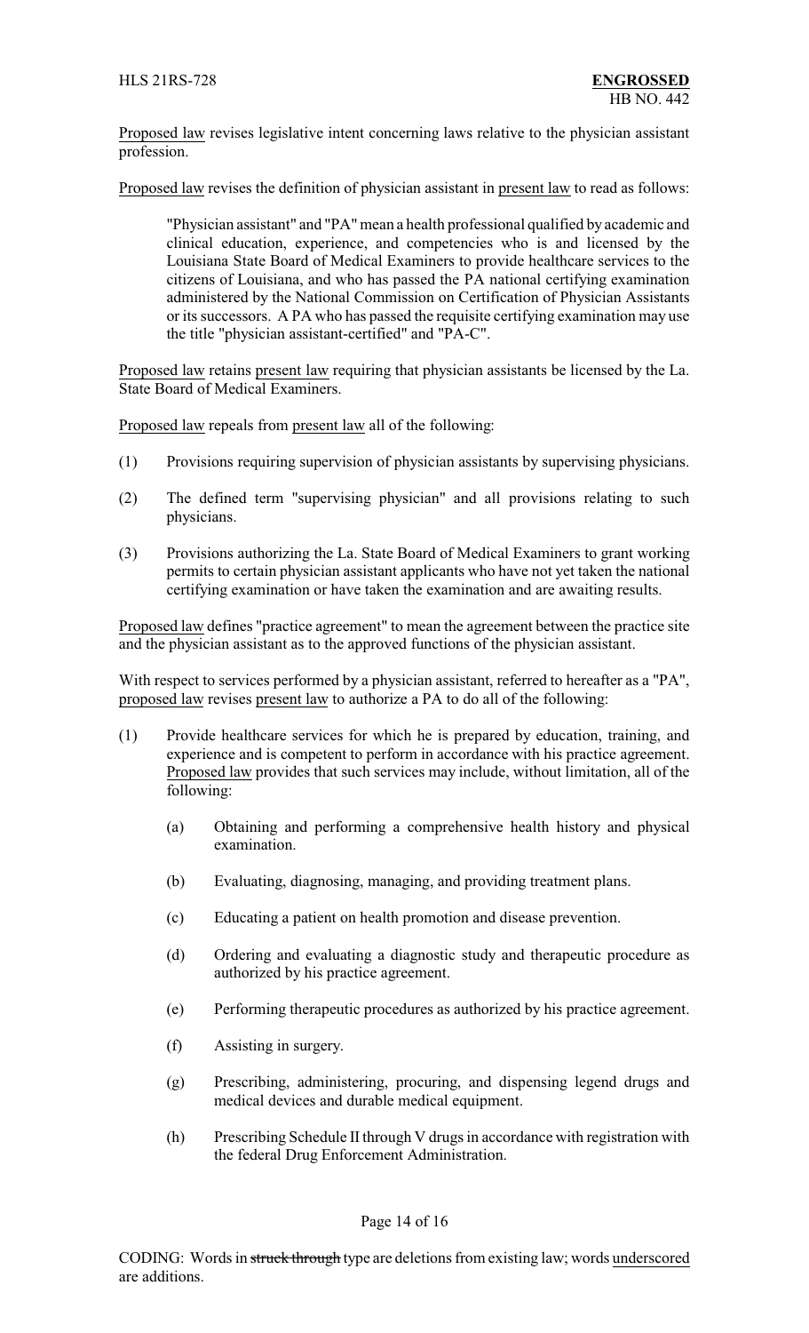Proposed law revises legislative intent concerning laws relative to the physician assistant profession.

Proposed law revises the definition of physician assistant in present law to read as follows:

> "Physician assistant" and "PA" mean a health professional qualified by academic and clinical education, experience, and competencies who is and licensed by the Louisiana State Board of Medical Examiners to provide healthcare services to the citizens of Louisiana, and who has passed the PA national certifying examination administered by the National Commission on Certification of Physician Assistants or its successors. A PA who has passed the requisite certifying examination may use the title "physician assistant-certified" and "PA-C".

Proposed law retains present law requiring that physician assistants be licensed by the La. State Board of Medical Examiners.

Proposed law repeals from present law all of the following:

(1) Provisions requiring supervision of physician assistants by supervising physicians.

(2) The defined term "supervising physician" and all provisions relating to such physicians.

(3) Provisions authorizing the La. State Board of Medical Examiners to grant working permits to certain physician assistant applicants who have not yet taken the national certifying examination or have taken the examination and are awaiting results.

Proposed law defines "practice agreement" to mean the agreement between the practice site and the physician assistant as to the approved functions of the physician assistant.

With respect to services performed by a physician assistant, referred to hereafter as a "PA", proposed law revises present law to authorize a PA to do all of the following:

(1) Provide healthcare services for which he is prepared by education, training, and experience and is competent to perform in accordance with his practice agreement. Proposed law provides that such services may include, without limitation, all of the following:

  (a) Obtaining and performing a comprehensive health history and physical examination.

  (b) Evaluating, diagnosing, managing, and providing treatment plans.

  (c) Educating a patient on health promotion and disease prevention.

  (d) Ordering and evaluating a diagnostic study and therapeutic procedure as authorized by his practice agreement.

  (e) Performing therapeutic procedures as authorized by his practice agreement.

  (f) Assisting in surgery.

  (g) Prescribing, administering, procuring, and dispensing legend drugs and medical devices and durable medical equipment.

  (h) Prescribing Schedule II through V drugs in accordance with registration with the federal Drug Enforcement Administration.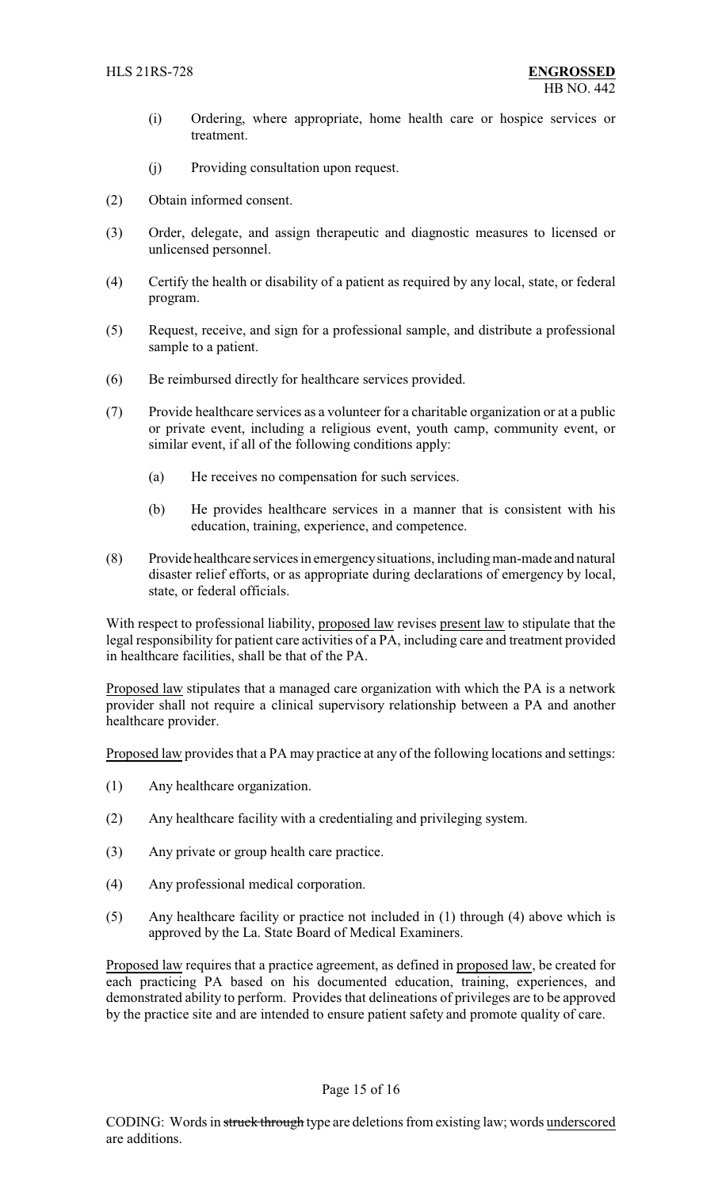(i) Ordering, where appropriate, home health care or hospice services or treatment.

(j) Providing consultation upon request.

(2) Obtain informed consent.

(3) Order, delegate, and assign therapeutic and diagnostic measures to licensed or unlicensed personnel.

(4) Certify the health or disability of a patient as required by any local, state, or federal program.

(5) Request, receive, and sign for a professional sample, and distribute a professional sample to a patient.

(6) Be reimbursed directly for healthcare services provided.

(7) Provide healthcare services as a volunteer for a charitable organization or at a public or private event, including a religious event, youth camp, community event, or similar event, if all of the following conditions apply:

(a) He receives no compensation for such services.

(b) He provides healthcare services in a manner that is consistent with his education, training, experience, and competence.

(8) Provide healthcare services in emergency situations, including man-made and natural disaster relief efforts, or as appropriate during declarations of emergency by local, state, or federal officials.

With respect to professional liability, proposed law revises present law to stipulate that the legal responsibility for patient care activities of a PA, including care and treatment provided in healthcare facilities, shall be that of the PA.

Proposed law stipulates that a managed care organization with which the PA is a network provider shall not require a clinical supervisory relationship between a PA and another healthcare provider.

Proposed law provides that a PA may practice at any of the following locations and settings:

(1) Any healthcare organization.

(2) Any healthcare facility with a credentialing and privileging system.

(3) Any private or group health care practice.

(4) Any professional medical corporation.

(5) Any healthcare facility or practice not included in (1) through (4) above which is approved by the La. State Board of Medical Examiners.

Proposed law requires that a practice agreement, as defined in proposed law, be created for each practicing PA based on his documented education, training, experiences, and demonstrated ability to perform. Provides that delineations of privileges are to be approved by the practice site and are intended to ensure patient safety and promote quality of care.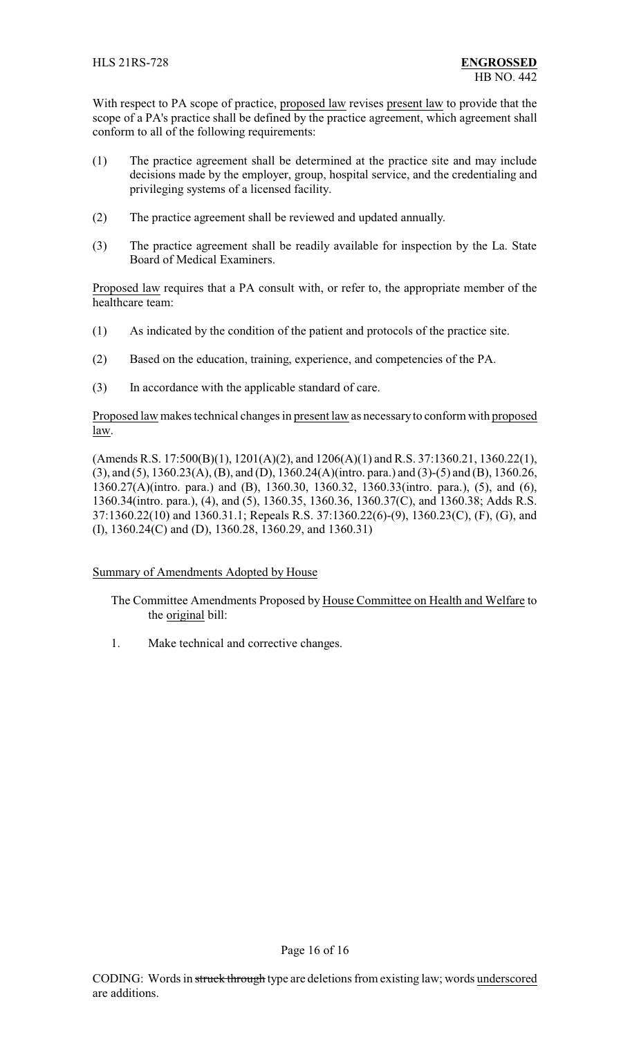With respect to PA scope of practice, proposed law revises present law to provide that the scope of a PA's practice shall be defined by the practice agreement, which agreement shall conform to all of the following requirements:

(1) The practice agreement shall be determined at the practice site and may include decisions made by the employer, group, hospital service, and the credentialing and privileging systems of a licensed facility.

(2) The practice agreement shall be reviewed and updated annually.

(3) The practice agreement shall be readily available for inspection by the La. State Board of Medical Examiners.

Proposed law requires that a PA consult with, or refer to, the appropriate member of the healthcare team:

(1) As indicated by the condition of the patient and protocols of the practice site.

(2) Based on the education, training, experience, and competencies of the PA.

(3) In accordance with the applicable standard of care.

Proposed law makes technical changes in present law as necessary to conform with proposed law.

(Amends R.S. 17:500(B)(1), 1201(A)(2), and 1206(A)(1) and R.S. 37:1360.21, 1360.22(1), (3), and (5), 1360.23(A), (B), and (D), 1360.24(A)(intro. para.) and (3)-(5) and (B), 1360.26, 1360.27(A)(intro. para.) and (B), 1360.30, 1360.32, 1360.33(intro. para.), (5), and (6), 1360.34(intro. para.), (4), and (5), 1360.35, 1360.36, 1360.37(C), and 1360.38; Adds R.S. 37:1360.22(10) and 1360.31.1; Repeals R.S. 37:1360.22(6)-(9), 1360.23(C), (F), (G), and (I), 1360.24(C) and (D), 1360.28, 1360.29, and 1360.31)

Summary of Amendments Adopted by House

The Committee Amendments Proposed by House Committee on Health and Welfare to the original bill:

1. Make technical and corrective changes.

CODING: Words in ~~struck through~~ type are deletions from existing law; words underscored are additions.